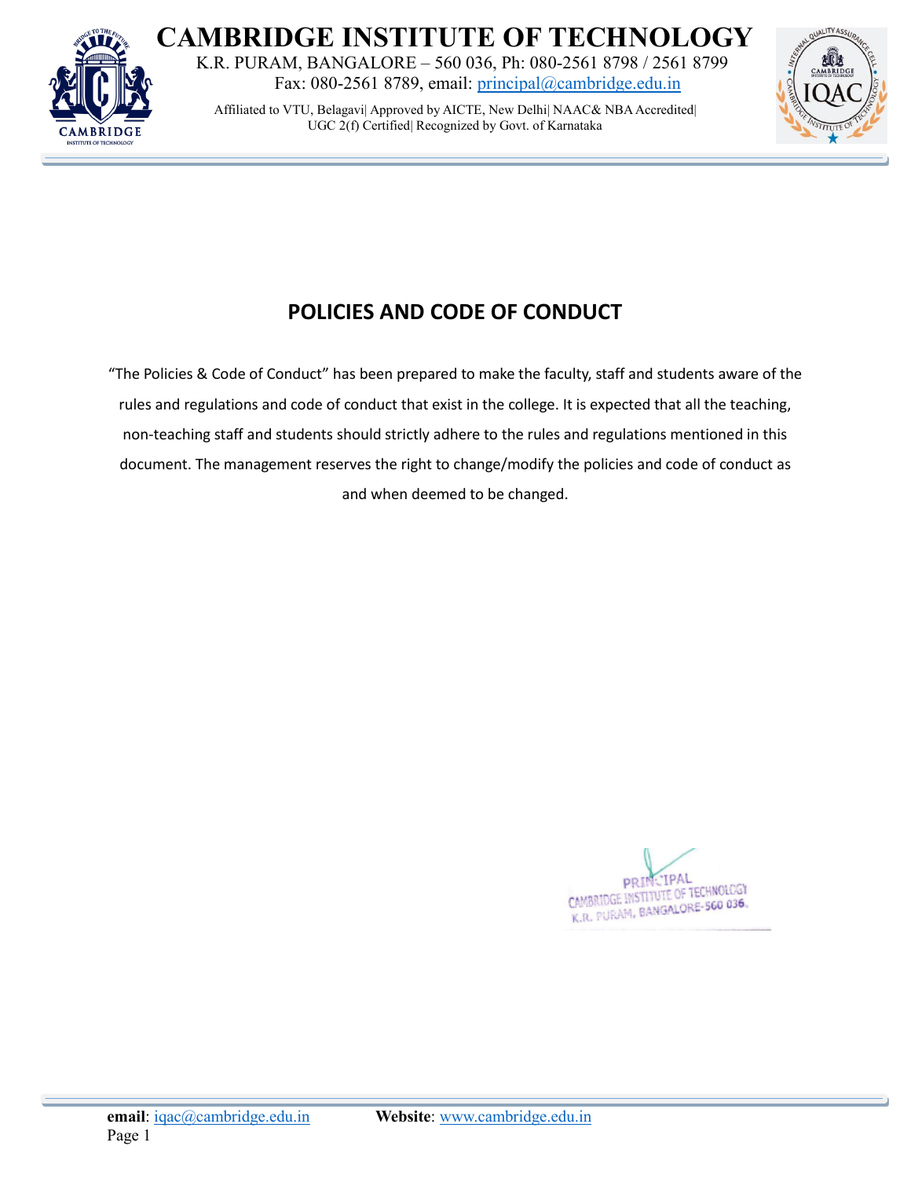# CAMBRIDGE INSTITUTE OF TECHNOLOGY

K.R. PURAM, BANGALORE – 560 036, Ph: 080-2561 8798 / 2561 8799
Fax: 080-2561 8789, email: principal@cambridge.edu.in

Affiliated to VTU, Belagavi| Approved by AICTE, New Delhi| NAAC& NBA Accredited| UGC 2(f) Certified| Recognized by Govt. of Karnataka

## POLICIES AND CODE OF CONDUCT

"The Policies & Code of Conduct" has been prepared to make the faculty, staff and students aware of the rules and regulations and code of conduct that exist in the college. It is expected that all the teaching, non-teaching staff and students should strictly adhere to the rules and regulations mentioned in this document. The management reserves the right to change/modify the policies and code of conduct as and when deemed to be changed.

PRINCIPAL
CAMBRIDGE INSTITUTE OF TECHNOLOGY
K.R. PURAM, BANGALORE-560 036.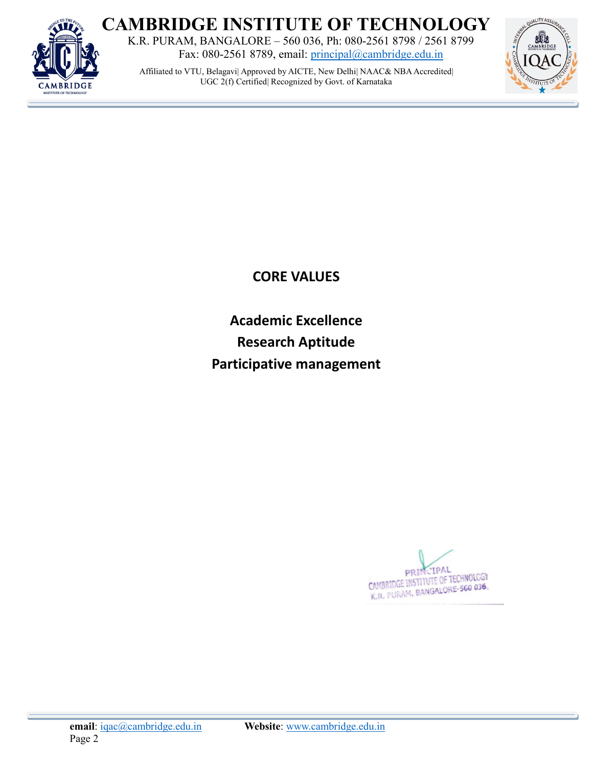## CORE VALUES

**Academic Excellence**

**Research Aptitude**

**Participative management**

PRINCIPAL
CAMBRIDGE INSTITUTE OF TECHNOLOGY
K.R. PURAM, BANGALORE-560 036.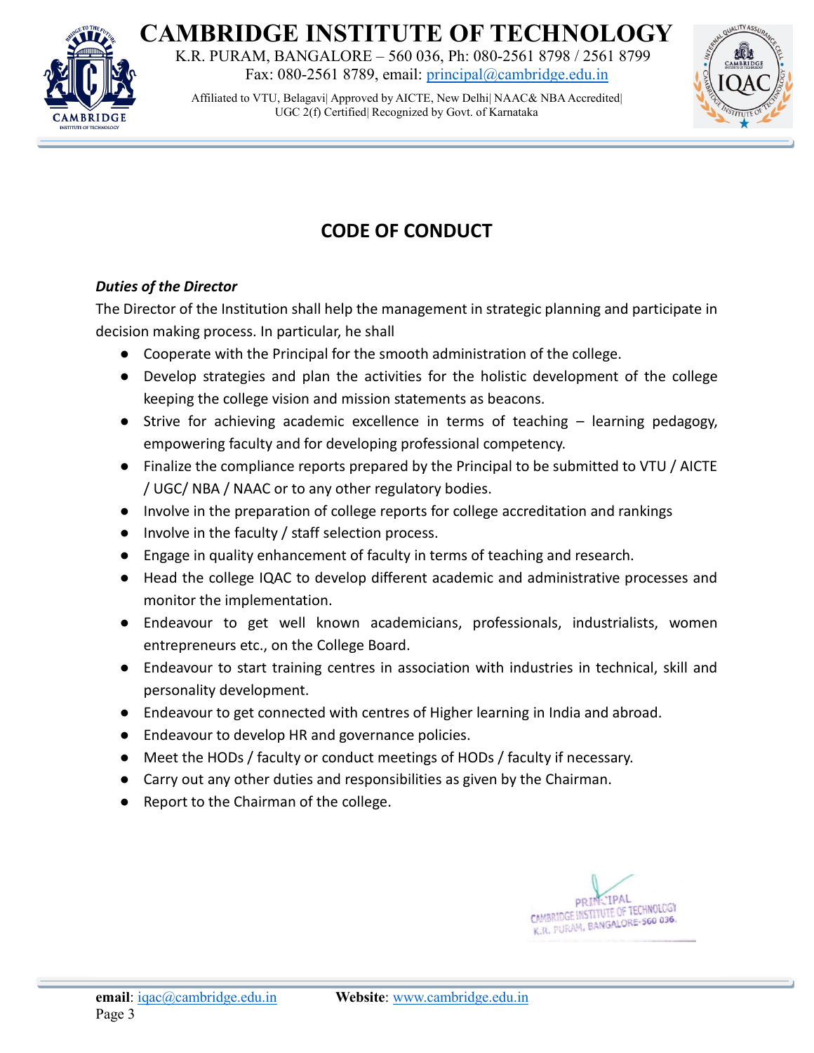# CODE OF CONDUCT

***Duties of the Director***

The Director of the Institution shall help the management in strategic planning and participate in decision making process. In particular, he shall

- Cooperate with the Principal for the smooth administration of the college.
- Develop strategies and plan the activities for the holistic development of the college keeping the college vision and mission statements as beacons.
- Strive for achieving academic excellence in terms of teaching – learning pedagogy, empowering faculty and for developing professional competency.
- Finalize the compliance reports prepared by the Principal to be submitted to VTU / AICTE / UGC/ NBA / NAAC or to any other regulatory bodies.
- Involve in the preparation of college reports for college accreditation and rankings
- Involve in the faculty / staff selection process.
- Engage in quality enhancement of faculty in terms of teaching and research.
- Head the college IQAC to develop different academic and administrative processes and monitor the implementation.
- Endeavour to get well known academicians, professionals, industrialists, women entrepreneurs etc., on the College Board.
- Endeavour to start training centres in association with industries in technical, skill and personality development.
- Endeavour to get connected with centres of Higher learning in India and abroad.
- Endeavour to develop HR and governance policies.
- Meet the HODs / faculty or conduct meetings of HODs / faculty if necessary.
- Carry out any other duties and responsibilities as given by the Chairman.
- Report to the Chairman of the college.

PRINCIPAL
CAMBRIDGE INSTITUTE OF TECHNOLOGY
K.R. PURAM, BANGALORE-560 036.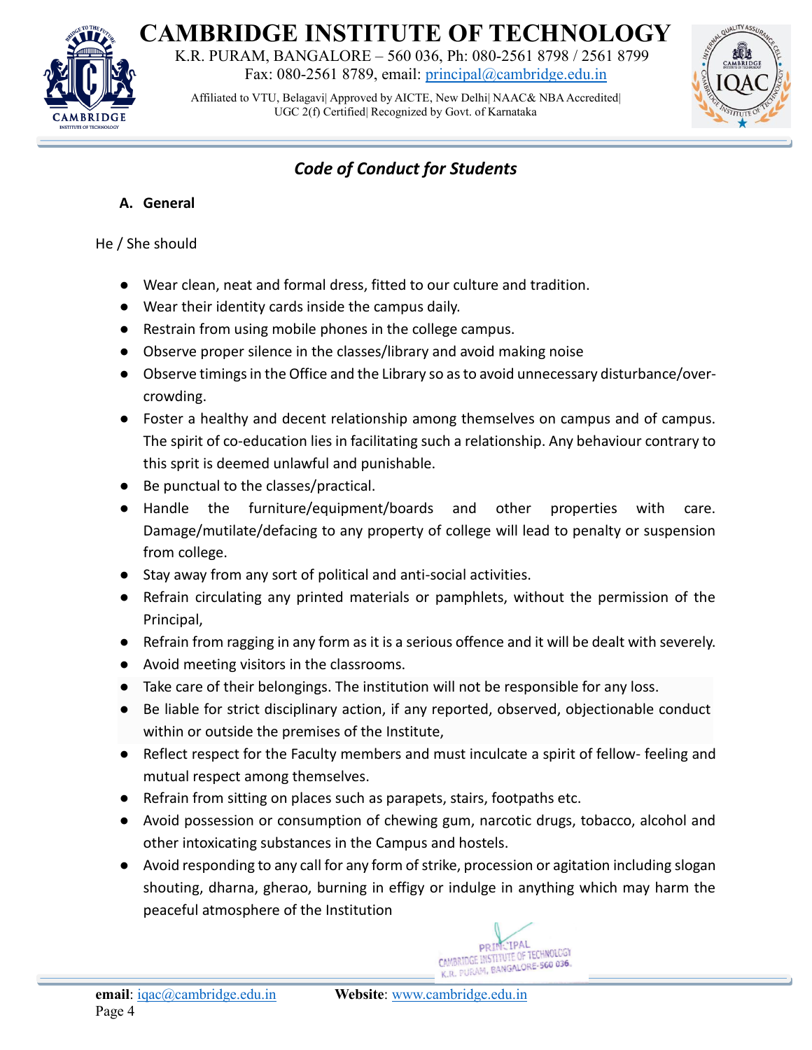# CAMBRIDGE INSTITUTE OF TECHNOLOGY

K.R. PURAM, BANGALORE – 560 036, Ph: 080-2561 8798 / 2561 8799
Fax: 080-2561 8789, email: principal@cambridge.edu.in

Affiliated to VTU, Belagavi| Approved by AICTE, New Delhi| NAAC& NBA Accredited| UGC 2(f) Certified| Recognized by Govt. of Karnataka

## *Code of Conduct for Students*

### A. General

He / She should

- Wear clean, neat and formal dress, fitted to our culture and tradition.
- Wear their identity cards inside the campus daily.
- Restrain from using mobile phones in the college campus.
- Observe proper silence in the classes/library and avoid making noise
- Observe timings in the Office and the Library so as to avoid unnecessary disturbance/over-crowding.
- Foster a healthy and decent relationship among themselves on campus and of campus. The spirit of co-education lies in facilitating such a relationship. Any behaviour contrary to this sprit is deemed unlawful and punishable.
- Be punctual to the classes/practical.
- Handle the furniture/equipment/boards and other properties with care. Damage/mutilate/defacing to any property of college will lead to penalty or suspension from college.
- Stay away from any sort of political and anti-social activities.
- Refrain circulating any printed materials or pamphlets, without the permission of the Principal,
- Refrain from ragging in any form as it is a serious offence and it will be dealt with severely.
- Avoid meeting visitors in the classrooms.
- Take care of their belongings. The institution will not be responsible for any loss.
- Be liable for strict disciplinary action, if any reported, observed, objectionable conduct within or outside the premises of the Institute,
- Reflect respect for the Faculty members and must inculcate a spirit of fellow- feeling and mutual respect among themselves.
- Refrain from sitting on places such as parapets, stairs, footpaths etc.
- Avoid possession or consumption of chewing gum, narcotic drugs, tobacco, alcohol and other intoxicating substances in the Campus and hostels.
- Avoid responding to any call for any form of strike, procession or agitation including slogan shouting, dharna, gherao, burning in effigy or indulge in anything which may harm the peaceful atmosphere of the Institution

PRINCIPAL
CAMBRIDGE INSTITUTE OF TECHNOLOGY
K.R. PURAM, BANGALORE-560 036.

**email**: iqac@cambridge.edu.in **Website**: www.cambridge.edu.in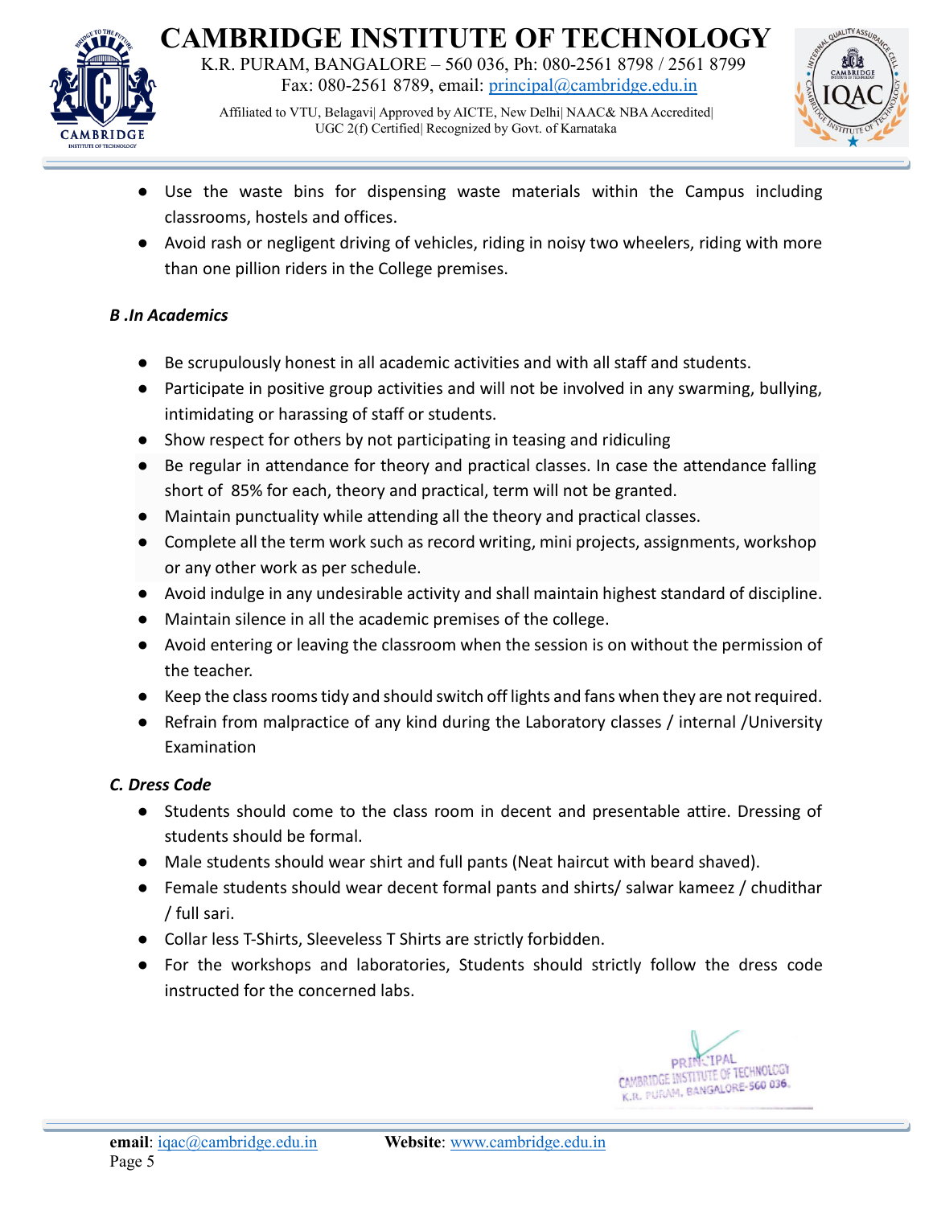- Use the waste bins for dispensing waste materials within the Campus including classrooms, hostels and offices.
- Avoid rash or negligent driving of vehicles, riding in noisy two wheelers, riding with more than one pillion riders in the College premises.

***B .In Academics***

- Be scrupulously honest in all academic activities and with all staff and students.
- Participate in positive group activities and will not be involved in any swarming, bullying, intimidating or harassing of staff or students.
- Show respect for others by not participating in teasing and ridiculing
- Be regular in attendance for theory and practical classes. In case the attendance falling short of 85% for each, theory and practical, term will not be granted.
- Maintain punctuality while attending all the theory and practical classes.
- Complete all the term work such as record writing, mini projects, assignments, workshop or any other work as per schedule.
- Avoid indulge in any undesirable activity and shall maintain highest standard of discipline.
- Maintain silence in all the academic premises of the college.
- Avoid entering or leaving the classroom when the session is on without the permission of the teacher.
- Keep the class rooms tidy and should switch off lights and fans when they are not required.
- Refrain from malpractice of any kind during the Laboratory classes / internal /University Examination

***C. Dress Code***

- Students should come to the class room in decent and presentable attire. Dressing of students should be formal.
- Male students should wear shirt and full pants (Neat haircut with beard shaved).
- Female students should wear decent formal pants and shirts/ salwar kameez / chudithar / full sari.
- Collar less T-Shirts, Sleeveless T Shirts are strictly forbidden.
- For the workshops and laboratories, Students should strictly follow the dress code instructed for the concerned labs.

PRINCIPAL
CAMBRIDGE INSTITUTE OF TECHNOLOGY
K.R. PURAM, BANGALORE-560 036.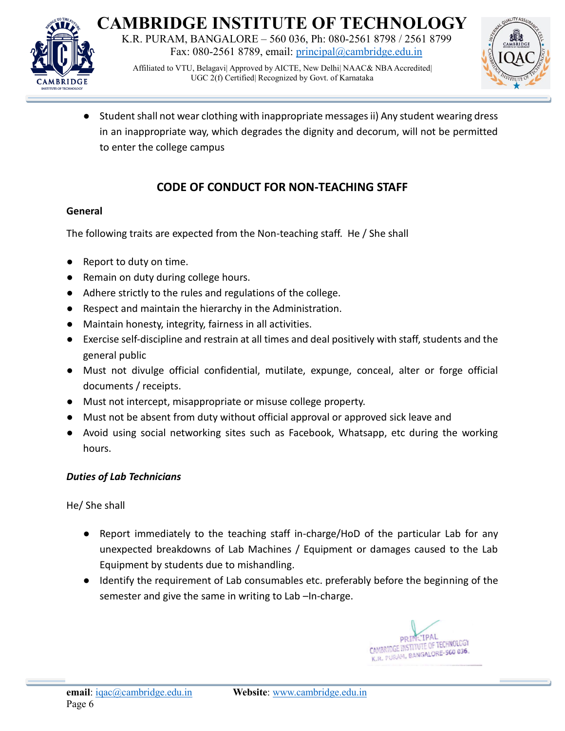- Student shall not wear clothing with inappropriate messages ii) Any student wearing dress in an inappropriate way, which degrades the dignity and decorum, will not be permitted to enter the college campus

## CODE OF CONDUCT FOR NON-TEACHING STAFF

**General**

The following traits are expected from the Non-teaching staff. He / She shall

- Report to duty on time.
- Remain on duty during college hours.
- Adhere strictly to the rules and regulations of the college.
- Respect and maintain the hierarchy in the Administration.
- Maintain honesty, integrity, fairness in all activities.
- Exercise self-discipline and restrain at all times and deal positively with staff, students and the general public
- Must not divulge official confidential, mutilate, expunge, conceal, alter or forge official documents / receipts.
- Must not intercept, misappropriate or misuse college property.
- Must not be absent from duty without official approval or approved sick leave and
- Avoid using social networking sites such as Facebook, Whatsapp, etc during the working hours.

***Duties of Lab Technicians***

He/ She shall

- Report immediately to the teaching staff in-charge/HoD of the particular Lab for any unexpected breakdowns of Lab Machines / Equipment or damages caused to the Lab Equipment by students due to mishandling.
- Identify the requirement of Lab consumables etc. preferably before the beginning of the semester and give the same in writing to Lab –In-charge.

PRINCIPAL
CAMBRIDGE INSTITUTE OF TECHNOLOGY
K.R. PURAM, BANGALORE-560 036.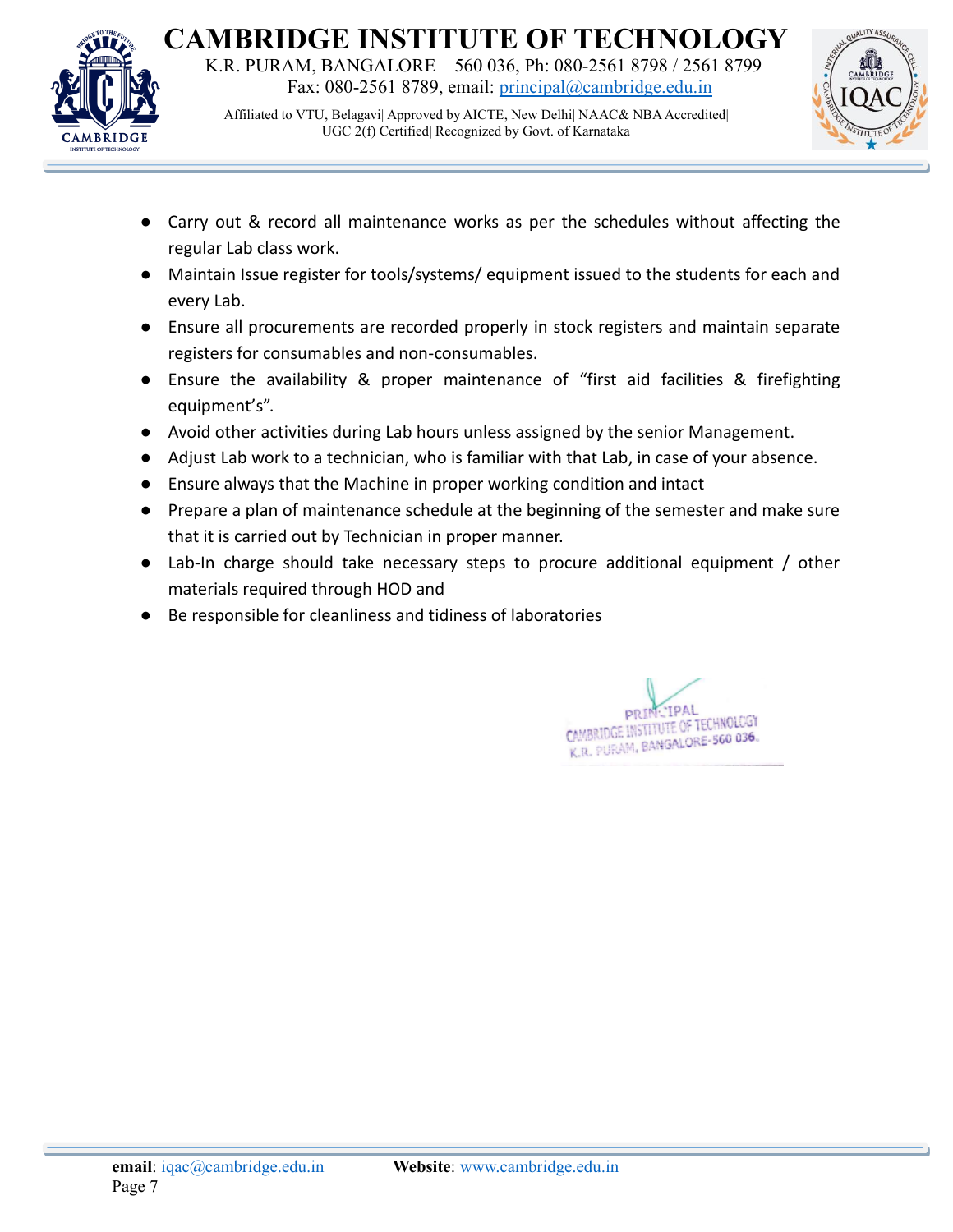- Carry out & record all maintenance works as per the schedules without affecting the regular Lab class work.
- Maintain Issue register for tools/systems/ equipment issued to the students for each and every Lab.
- Ensure all procurements are recorded properly in stock registers and maintain separate registers for consumables and non-consumables.
- Ensure the availability & proper maintenance of "first aid facilities & firefighting equipment's".
- Avoid other activities during Lab hours unless assigned by the senior Management.
- Adjust Lab work to a technician, who is familiar with that Lab, in case of your absence.
- Ensure always that the Machine in proper working condition and intact
- Prepare a plan of maintenance schedule at the beginning of the semester and make sure that it is carried out by Technician in proper manner.
- Lab-In charge should take necessary steps to procure additional equipment / other materials required through HOD and
- Be responsible for cleanliness and tidiness of laboratories

PRINCIPAL
CAMBRIDGE INSTITUTE OF TECHNOLOGY
K.R. PURAM, BANGALORE-560 036.